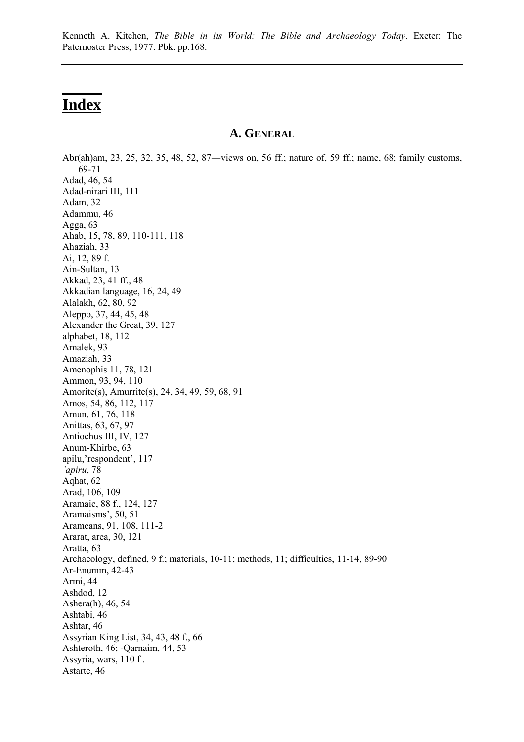Kenneth A. Kitchen, *The Bible in its World: The Bible and Archaeology Today*. Exeter: The Paternoster Press, 1977. Pbk. pp.168.

---

# Index

## A. General

Abr(ah)am, 23, 25, 32, 35, 48, 52, 87—views on, 56 ff.; nature of, 59 ff.; name, 68; family customs, 69-71
Adad, 46, 54
Adad-nirari III, 111
Adam, 32
Adammu, 46
Agga, 63
Ahab, 15, 78, 89, 110-111, 118
Ahaziah, 33
Ai, 12, 89 f.
Ain-Sultan, 13
Akkad, 23, 41 ff., 48
Akkadian language, 16, 24, 49
Alalakh, 62, 80, 92
Aleppo, 37, 44, 45, 48
Alexander the Great, 39, 127
alphabet, 18, 112
Amalek, 93
Amaziah, 33
Amenophis 11, 78, 121
Ammon, 93, 94, 110
Amorite(s), Amurrite(s), 24, 34, 49, 59, 68, 91
Amos, 54, 86, 112, 117
Amun, 61, 76, 118
Anittas, 63, 67, 97
Antiochus III, IV, 127
Anum-Khirbe, 63
apilu,'respondent', 117
*'apiru*, 78
Aqhat, 62
Arad, 106, 109
Aramaic, 88 f., 124, 127
Aramaisms', 50, 51
Arameans, 91, 108, 111-2
Ararat, area, 30, 121
Aratta, 63
Archaeology, defined, 9 f.; materials, 10-11; methods, 11; difficulties, 11-14, 89-90
Ar-Enumm, 42-43
Armi, 44
Ashdod, 12
Ashera(h), 46, 54
Ashtabi, 46
Ashtar, 46
Assyrian King List, 34, 43, 48 f., 66
Ashteroth, 46; -Qarnaim, 44, 53
Assyria, wars, 110 f .
Astarte, 46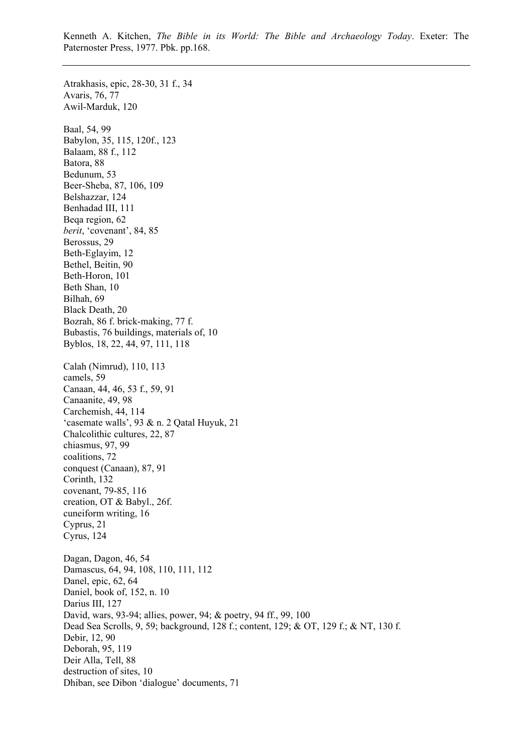Kenneth A. Kitchen, *The Bible in its World: The Bible and Archaeology Today*. Exeter: The Paternoster Press, 1977. Pbk. pp.168.

---

Atrakhasis, epic, 28-30, 31 f., 34
Avaris, 76, 77
Awil-Marduk, 120

Baal, 54, 99
Babylon, 35, 115, 120f., 123
Balaam, 88 f., 112
Batora, 88
Bedunum, 53
Beer-Sheba, 87, 106, 109
Belshazzar, 124
Benhadad III, 111
Beqa region, 62
*berit*, 'covenant', 84, 85
Berossus, 29
Beth-Eglayim, 12
Bethel, Beitin, 90
Beth-Horon, 101
Beth Shan, 10
Bilhah, 69
Black Death, 20
Bozrah, 86 f. brick-making, 77 f.
Bubastis, 76 buildings, materials of, 10
Byblos, 18, 22, 44, 97, 111, 118

Calah (Nimrud), 110, 113
camels, 59
Canaan, 44, 46, 53 f., 59, 91
Canaanite, 49, 98
Carchemish, 44, 114
'casemate walls', 93 & n. 2 Qatal Huyuk, 21
Chalcolithic cultures, 22, 87
chiasmus, 97, 99
coalitions, 72
conquest (Canaan), 87, 91
Corinth, 132
covenant, 79-85, 116
creation, OT & Babyl., 26f.
cuneiform writing, 16
Cyprus, 21
Cyrus, 124

Dagan, Dagon, 46, 54
Damascus, 64, 94, 108, 110, 111, 112
Danel, epic, 62, 64
Daniel, book of, 152, n. 10
Darius III, 127
David, wars, 93-94; allies, power, 94; & poetry, 94 ff., 99, 100
Dead Sea Scrolls, 9, 59; background, 128 f.; content, 129; & OT, 129 f.; & NT, 130 f.
Debir, 12, 90
Deborah, 95, 119
Deir Alla, Tell, 88
destruction of sites, 10
Dhiban, see Dibon 'dialogue' documents, 71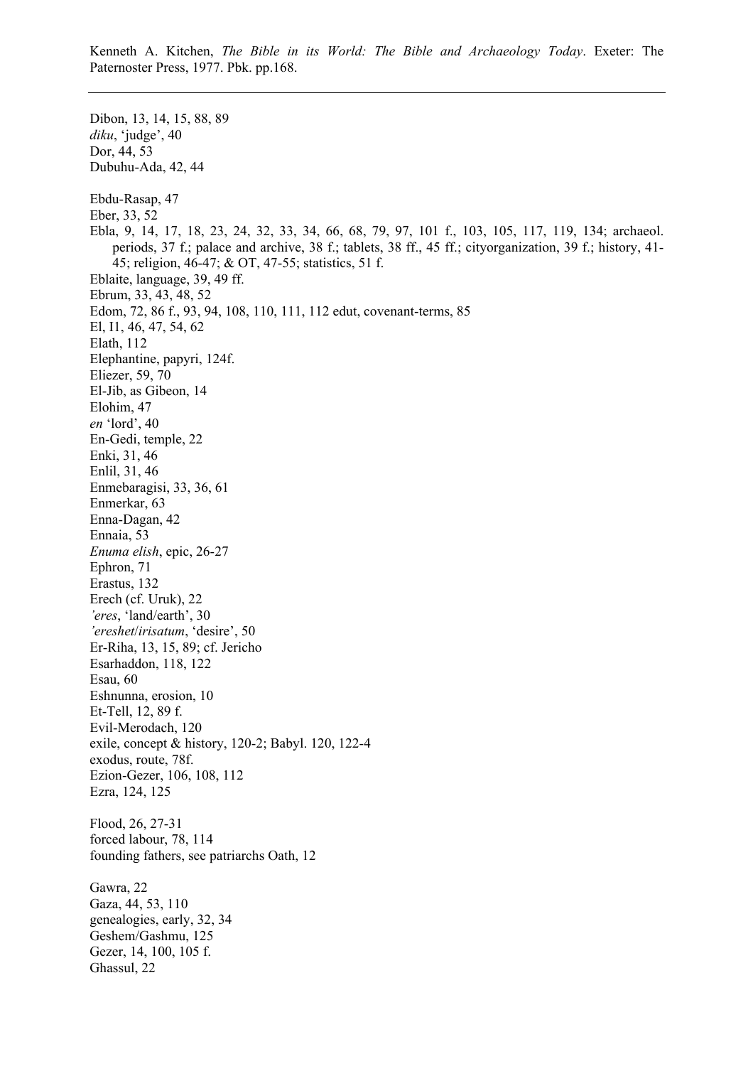Dibon, 13, 14, 15, 88, 89
*diku*, 'judge', 40
Dor, 44, 53
Dubuhu-Ada, 42, 44

Ebdu-Rasap, 47
Eber, 33, 52
Ebla, 9, 14, 17, 18, 23, 24, 32, 33, 34, 66, 68, 79, 97, 101 f., 103, 105, 117, 119, 134; archaeol. periods, 37 f.; palace and archive, 38 f.; tablets, 38 ff., 45 ff.; cityorganization, 39 f.; history, 41-45; religion, 46-47; & OT, 47-55; statistics, 51 f.
Eblaite, language, 39, 49 ff.
Ebrum, 33, 43, 48, 52
Edom, 72, 86 f., 93, 94, 108, 110, 111, 112 edut, covenant-terms, 85
El, I1, 46, 47, 54, 62
Elath, 112
Elephantine, papyri, 124f.
Eliezer, 59, 70
El-Jib, as Gibeon, 14
Elohim, 47
*en* 'lord', 40
En-Gedi, temple, 22
Enki, 31, 46
Enlil, 31, 46
Enmebaragisi, 33, 36, 61
Enmerkar, 63
Enna-Dagan, 42
Ennaia, 53
*Enuma elish*, epic, 26-27
Ephron, 71
Erastus, 132
Erech (cf. Uruk), 22
*'eres*, 'land/earth', 30
*'ereshet*/*irisatum*, 'desire', 50
Er-Riha, 13, 15, 89; cf. Jericho
Esarhaddon, 118, 122
Esau, 60
Eshnunna, erosion, 10
Et-Tell, 12, 89 f.
Evil-Merodach, 120
exile, concept & history, 120-2; Babyl. 120, 122-4
exodus, route, 78f.
Ezion-Gezer, 106, 108, 112
Ezra, 124, 125

Flood, 26, 27-31
forced labour, 78, 114
founding fathers, see patriarchs Oath, 12

Gawra, 22
Gaza, 44, 53, 110
genealogies, early, 32, 34
Geshem/Gashmu, 125
Gezer, 14, 100, 105 f.
Ghassul, 22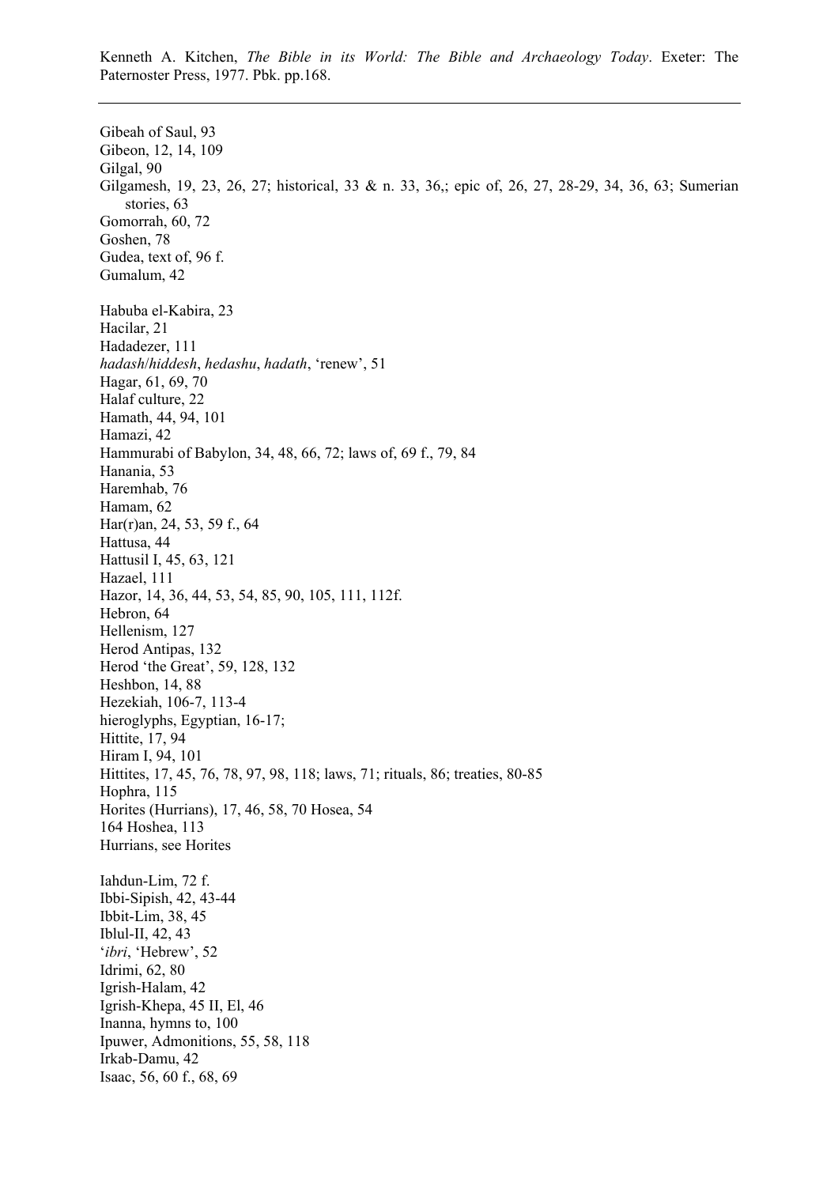Gibeah of Saul, 93
Gibeon, 12, 14, 109
Gilgal, 90
Gilgamesh, 19, 23, 26, 27; historical, 33 & n. 33, 36,; epic of, 26, 27, 28-29, 34, 36, 63; Sumerian stories, 63
Gomorrah, 60, 72
Goshen, 78
Gudea, text of, 96 f.
Gumalum, 42

Habuba el-Kabira, 23
Hacilar, 21
Hadadezer, 111
*hadash*/*hiddesh*, *hedashu*, *hadath*, 'renew', 51
Hagar, 61, 69, 70
Halaf culture, 22
Hamath, 44, 94, 101
Hamazi, 42
Hammurabi of Babylon, 34, 48, 66, 72; laws of, 69 f., 79, 84
Hanania, 53
Haremhab, 76
Hamam, 62
Har(r)an, 24, 53, 59 f., 64
Hattusa, 44
Hattusil I, 45, 63, 121
Hazael, 111
Hazor, 14, 36, 44, 53, 54, 85, 90, 105, 111, 112f.
Hebron, 64
Hellenism, 127
Herod Antipas, 132
Herod 'the Great', 59, 128, 132
Heshbon, 14, 88
Hezekiah, 106-7, 113-4
hieroglyphs, Egyptian, 16-17;
Hittite, 17, 94
Hiram I, 94, 101
Hittites, 17, 45, 76, 78, 97, 98, 118; laws, 71; rituals, 86; treaties, 80-85
Hophra, 115
Horites (Hurrians), 17, 46, 58, 70 Hosea, 54
164 Hoshea, 113
Hurrians, see Horites

Iahdun-Lim, 72 f.
Ibbi-Sipish, 42, 43-44
Ibbit-Lim, 38, 45
Iblul-II, 42, 43
'*ibri*, 'Hebrew', 52
Idrimi, 62, 80
Igrish-Halam, 42
Igrish-Khepa, 45 II, El, 46
Inanna, hymns to, 100
Ipuwer, Admonitions, 55, 58, 118
Irkab-Damu, 42
Isaac, 56, 60 f., 68, 69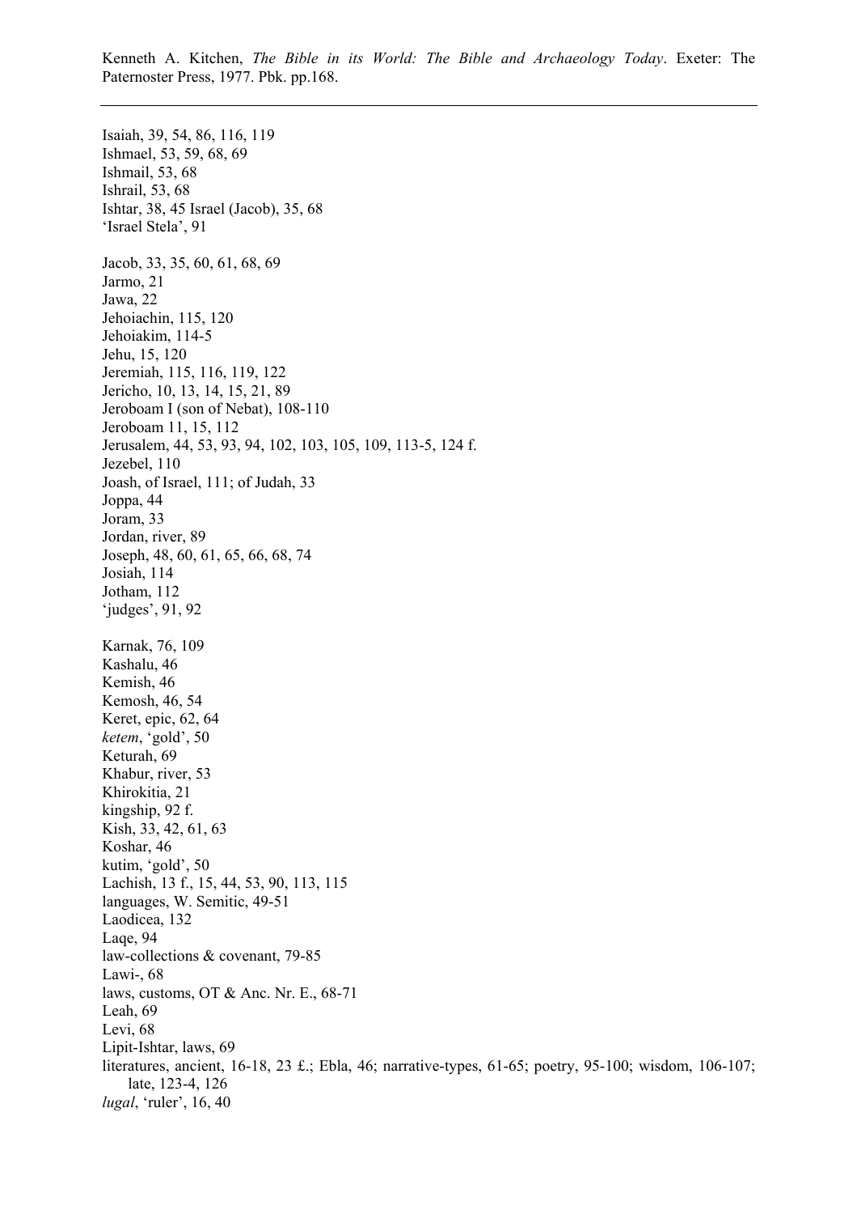Isaiah, 39, 54, 86, 116, 119
Ishmael, 53, 59, 68, 69
Ishmail, 53, 68
Ishrail, 53, 68
Ishtar, 38, 45 Israel (Jacob), 35, 68
'Israel Stela', 91

Jacob, 33, 35, 60, 61, 68, 69
Jarmo, 21
Jawa, 22
Jehoiachin, 115, 120
Jehoiakim, 114-5
Jehu, 15, 120
Jeremiah, 115, 116, 119, 122
Jericho, 10, 13, 14, 15, 21, 89
Jeroboam I (son of Nebat), 108-110
Jeroboam 11, 15, 112
Jerusalem, 44, 53, 93, 94, 102, 103, 105, 109, 113-5, 124 f.
Jezebel, 110
Joash, of Israel, 111; of Judah, 33
Joppa, 44
Joram, 33
Jordan, river, 89
Joseph, 48, 60, 61, 65, 66, 68, 74
Josiah, 114
Jotham, 112
'judges', 91, 92

Karnak, 76, 109
Kashalu, 46
Kemish, 46
Kemosh, 46, 54
Keret, epic, 62, 64
*ketem*, 'gold', 50
Keturah, 69
Khabur, river, 53
Khirokitia, 21
kingship, 92 f.
Kish, 33, 42, 61, 63
Koshar, 46
kutim, 'gold', 50
Lachish, 13 f., 15, 44, 53, 90, 113, 115
languages, W. Semitic, 49-51
Laodicea, 132
Laqe, 94
law-collections & covenant, 79-85
Lawi-, 68
laws, customs, OT & Anc. Nr. E., 68-71
Leah, 69
Levi, 68
Lipit-Ishtar, laws, 69
literatures, ancient, 16-18, 23 £.; Ebla, 46; narrative-types, 61-65; poetry, 95-100; wisdom, 106-107; late, 123-4, 126
*lugal*, 'ruler', 16, 40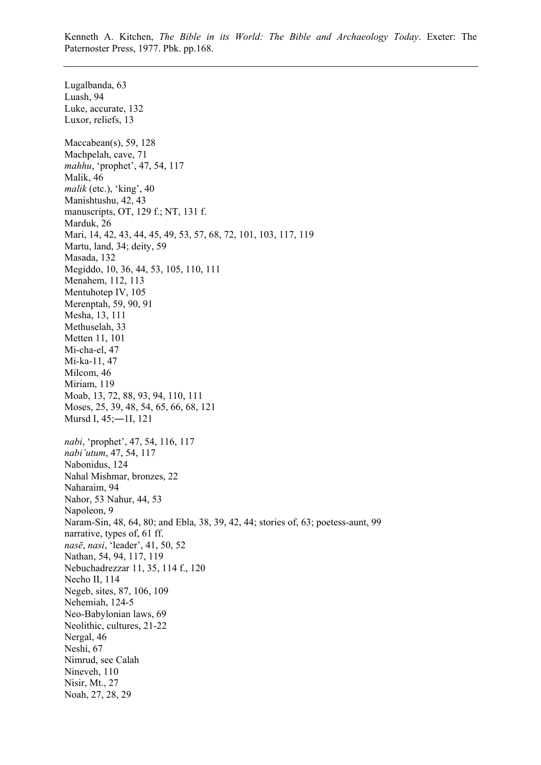Lugalbanda, 63
Luash, 94
Luke, accurate, 132
Luxor, reliefs, 13

Maccabean(s), 59, 128
Machpelah, cave, 71
*mahhu*, 'prophet', 47, 54, 117
Malik, 46
*malik* (etc.), 'king', 40
Manishtushu, 42, 43
manuscripts, OT, 129 f.; NT, 131 f.
Marduk, 26
Mari, 14, 42, 43, 44, 45, 49, 53, 57, 68, 72, 101, 103, 117, 119
Martu, land, 34; deity, 59
Masada, 132
Megiddo, 10, 36, 44, 53, 105, 110, 111
Menahem, 112, 113
Mentuhotep IV, 105
Merenptah, 59, 90, 91
Mesha, 13, 111
Methuselah, 33
Metten 11, 101
Mi-cha-el, 47
Mi-ka-11, 47
Milcom, 46
Miriam, 119
Moab, 13, 72, 88, 93, 94, 110, 111
Moses, 25, 39, 48, 54, 65, 66, 68, 121
Mursd I, 45;—1I, 121

*nabi*, 'prophet', 47, 54, 116, 117
*nabi'utum*, 47, 54, 117
Nabonidus, 124
Nahal Mishmar, bronzes, 22
Naharaim, 94
Nahor, 53 Nahur, 44, 53
Napoleon, 9
Naram-Sin, 48, 64, 80; and Ebla, 38, 39, 42, 44; stories of, 63; poetess-aunt, 99
narrative, types of, 61 ff.
*nasē*, *nasi*, 'leader', 41, 50, 52
Nathan, 54, 94, 117, 119
Nebuchadrezzar 11, 35, 114 f., 120
Necho II, 114
Negeb, sites, 87, 106, 109
Nehemiah, 124-5
Neo-Babylonian laws, 69
Neolithic, cultures, 21-22
Nergal, 46
Neshi, 67
Nimrud, see Calah
Nineveh, 110
Nisir, Mt., 27
Noah, 27, 28, 29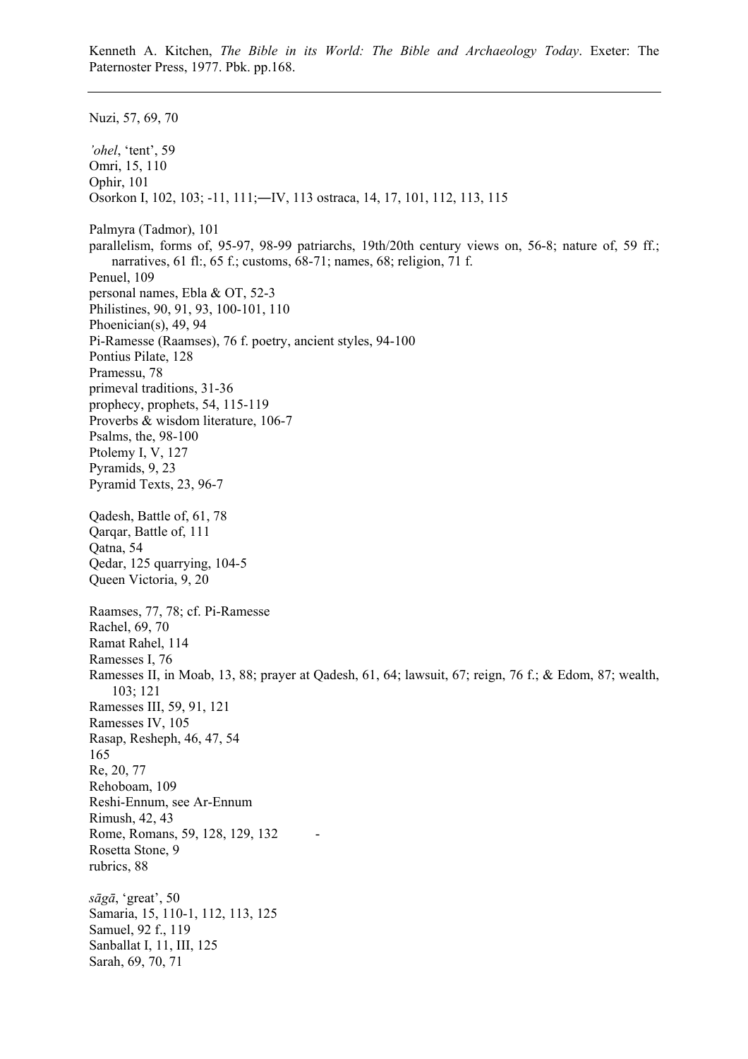Nuzi, 57, 69, 70

*'ohel*, 'tent', 59
Omri, 15, 110
Ophir, 101
Osorkon I, 102, 103; -11, 111;―IV, 113 ostraca, 14, 17, 101, 112, 113, 115

Palmyra (Tadmor), 101
parallelism, forms of, 95-97, 98-99 patriarchs, 19th/20th century views on, 56-8; nature of, 59 ff.; narratives, 61 fl:, 65 f.; customs, 68-71; names, 68; religion, 71 f.
Penuel, 109
personal names, Ebla & OT, 52-3
Philistines, 90, 91, 93, 100-101, 110
Phoenician(s), 49, 94
Pi-Ramesse (Raamses), 76 f. poetry, ancient styles, 94-100
Pontius Pilate, 128
Pramessu, 78
primeval traditions, 31-36
prophecy, prophets, 54, 115-119
Proverbs & wisdom literature, 106-7
Psalms, the, 98-100
Ptolemy I, V, 127
Pyramids, 9, 23
Pyramid Texts, 23, 96-7

Qadesh, Battle of, 61, 78
Qarqar, Battle of, 111
Qatna, 54
Qedar, 125 quarrying, 104-5
Queen Victoria, 9, 20

Raamses, 77, 78; cf. Pi-Ramesse
Rachel, 69, 70
Ramat Rahel, 114
Ramesses I, 76
Ramesses II, in Moab, 13, 88; prayer at Qadesh, 61, 64; lawsuit, 67; reign, 76 f.; & Edom, 87; wealth, 103; 121
Ramesses III, 59, 91, 121
Ramesses IV, 105
Rasap, Resheph, 46, 47, 54
165
Re, 20, 77
Rehoboam, 109
Reshi-Ennum, see Ar-Ennum
Rimush, 42, 43
Rome, Romans, 59, 128, 129, 132
Rosetta Stone, 9
rubrics, 88

*sāgā*, 'great', 50
Samaria, 15, 110-1, 112, 113, 125
Samuel, 92 f., 119
Sanballat I, 11, III, 125
Sarah, 69, 70, 71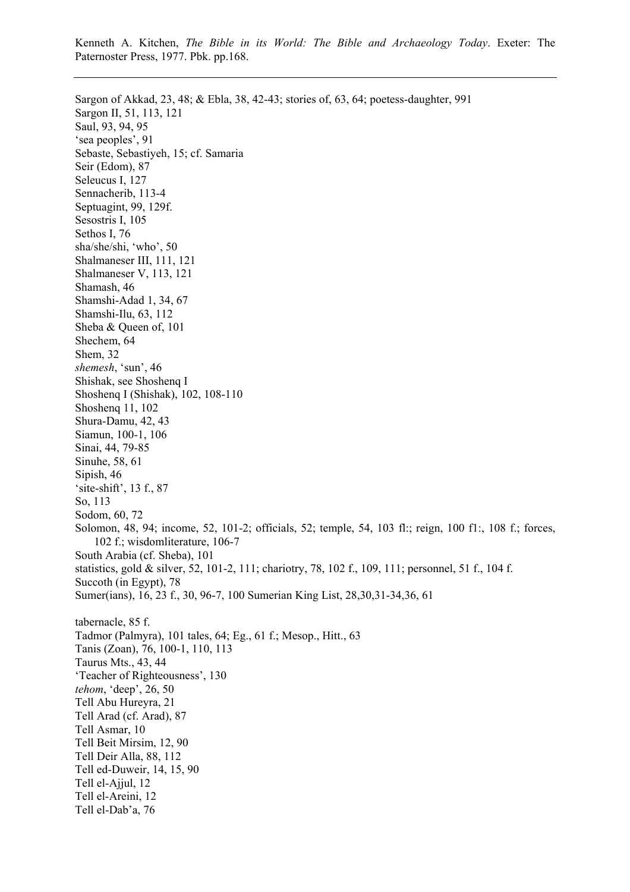Kenneth A. Kitchen, *The Bible in its World: The Bible and Archaeology Today*. Exeter: The Paternoster Press, 1977. Pbk. pp.168.

---

Sargon of Akkad, 23, 48; & Ebla, 38, 42-43; stories of, 63, 64; poetess-daughter, 991
Sargon II, 51, 113, 121
Saul, 93, 94, 95
'sea peoples', 91
Sebaste, Sebastiyeh, 15; cf. Samaria
Seir (Edom), 87
Seleucus I, 127
Sennacherib, 113-4
Septuagint, 99, 129f.
Sesostris I, 105
Sethos I, 76
sha/she/shi, 'who', 50
Shalmaneser III, 111, 121
Shalmaneser V, 113, 121
Shamash, 46
Shamshi-Adad 1, 34, 67
Shamshi-Ilu, 63, 112
Sheba & Queen of, 101
Shechem, 64
Shem, 32
*shemesh*, 'sun', 46
Shishak, see Shoshenq I
Shoshenq I (Shishak), 102, 108-110
Shoshenq 11, 102
Shura-Damu, 42, 43
Siamun, 100-1, 106
Sinai, 44, 79-85
Sinuhe, 58, 61
Sipish, 46
'site-shift', 13 f., 87
So, 113
Sodom, 60, 72
Solomon, 48, 94; income, 52, 101-2; officials, 52; temple, 54, 103 fl:; reign, 100 f1:, 108 f.; forces, 102 f.; wisdomliterature, 106-7
South Arabia (cf. Sheba), 101
statistics, gold & silver, 52, 101-2, 111; chariotry, 78, 102 f., 109, 111; personnel, 51 f., 104 f.
Succoth (in Egypt), 78
Sumer(ians), 16, 23 f., 30, 96-7, 100 Sumerian King List, 28,30,31-34,36, 61

tabernacle, 85 f.
Tadmor (Palmyra), 101 tales, 64; Eg., 61 f.; Mesop., Hitt., 63
Tanis (Zoan), 76, 100-1, 110, 113
Taurus Mts., 43, 44
'Teacher of Righteousness', 130
*tehom*, 'deep', 26, 50
Tell Abu Hureyra, 21
Tell Arad (cf. Arad), 87
Tell Asmar, 10
Tell Beit Mirsim, 12, 90
Tell Deir Alla, 88, 112
Tell ed-Duweir, 14, 15, 90
Tell el-Ajjul, 12
Tell el-Areini, 12
Tell el-Dab'a, 76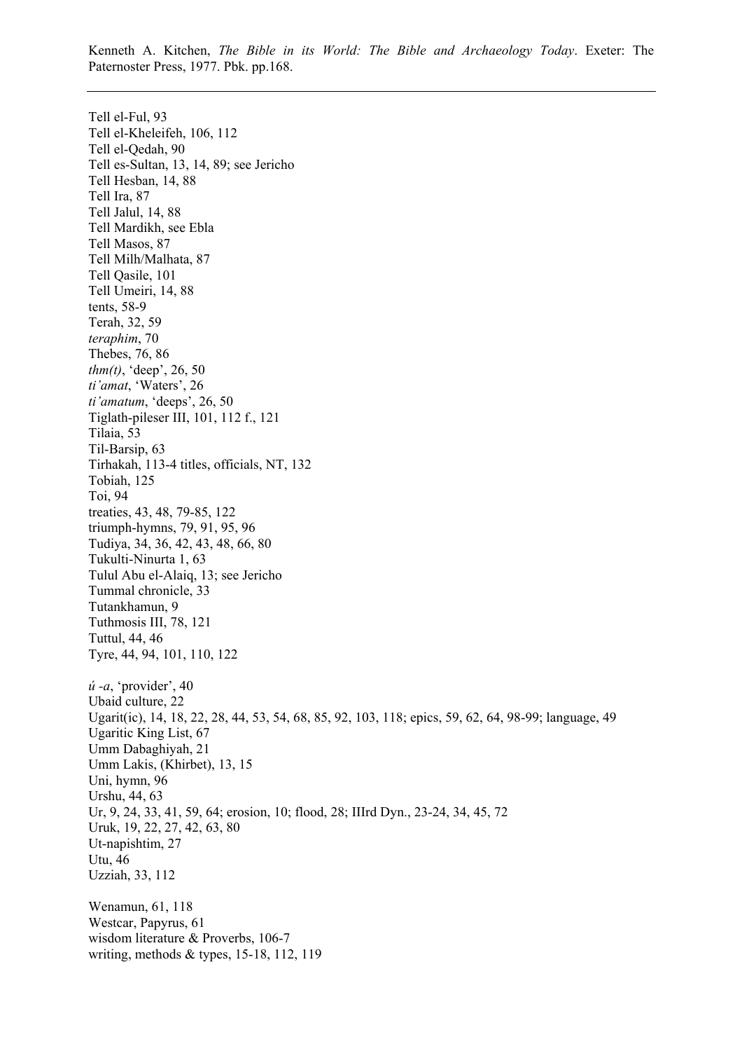Tell el-Ful, 93
Tell el-Kheleifeh, 106, 112
Tell el-Qedah, 90
Tell es-Sultan, 13, 14, 89; see Jericho
Tell Hesban, 14, 88
Tell Ira, 87
Tell Jalul, 14, 88
Tell Mardikh, see Ebla
Tell Masos, 87
Tell Milh/Malhata, 87
Tell Qasile, 101
Tell Umeiri, 14, 88
tents, 58-9
Terah, 32, 59
*teraphim*, 70
Thebes, 76, 86
*thm(t)*, 'deep', 26, 50
*ti'amat*, 'Waters', 26
*ti'amatum*, 'deeps', 26, 50
Tiglath-pileser III, 101, 112 f., 121
Tilaia, 53
Til-Barsip, 63
Tirhakah, 113-4 titles, officials, NT, 132
Tobiah, 125
Toi, 94
treaties, 43, 48, 79-85, 122
triumph-hymns, 79, 91, 95, 96
Tudiya, 34, 36, 42, 43, 48, 66, 80
Tukulti-Ninurta 1, 63
Tulul Abu el-Alaiq, 13; see Jericho
Tummal chronicle, 33
Tutankhamun, 9
Tuthmosis III, 78, 121
Tuttul, 44, 46
Tyre, 44, 94, 101, 110, 122

*ú -a*, 'provider', 40
Ubaid culture, 22
Ugarit(ic), 14, 18, 22, 28, 44, 53, 54, 68, 85, 92, 103, 118; epics, 59, 62, 64, 98-99; language, 49
Ugaritic King List, 67
Umm Dabaghiyah, 21
Umm Lakis, (Khirbet), 13, 15
Uni, hymn, 96
Urshu, 44, 63
Ur, 9, 24, 33, 41, 59, 64; erosion, 10; flood, 28; IIIrd Dyn., 23-24, 34, 45, 72
Uruk, 19, 22, 27, 42, 63, 80
Ut-napishtim, 27
Utu, 46
Uzziah, 33, 112

Wenamun, 61, 118
Westcar, Papyrus, 61
wisdom literature & Proverbs, 106-7
writing, methods & types, 15-18, 112, 119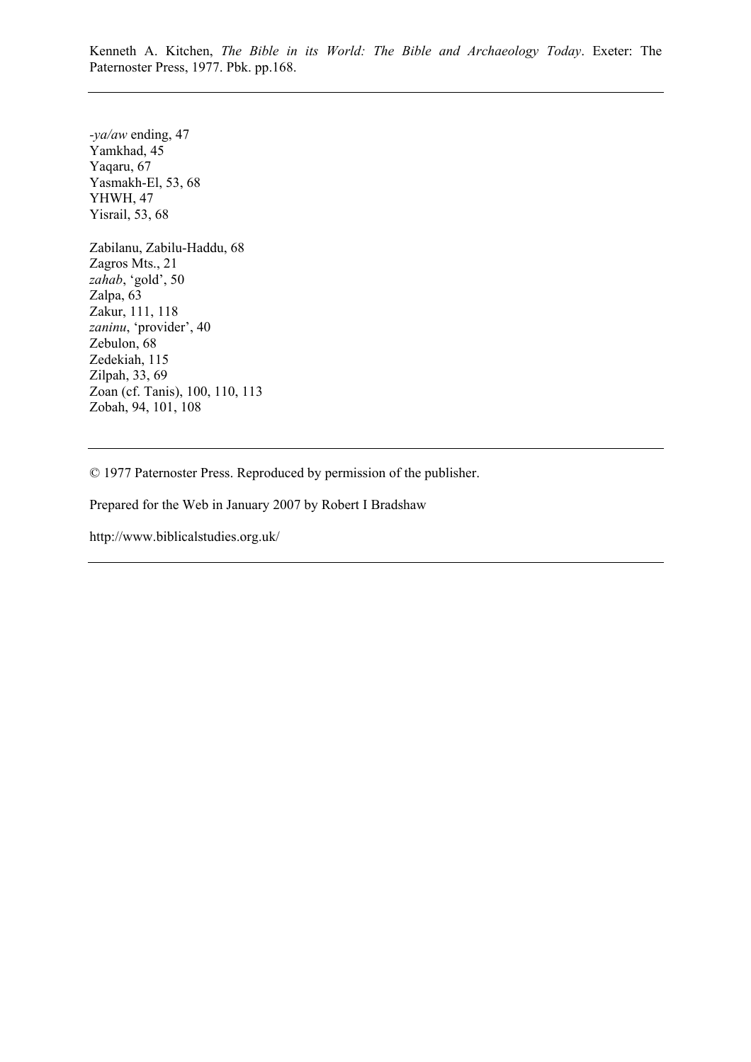-*ya/aw* ending, 47
Yamkhad, 45
Yaqaru, 67
Yasmakh-El, 53, 68
YHWH, 47
Yisrail, 53, 68

Zabilanu, Zabilu-Haddu, 68
Zagros Mts., 21
*zahab*, 'gold', 50
Zalpa, 63
Zakur, 111, 118
*zaninu*, 'provider', 40
Zebulon, 68
Zedekiah, 115
Zilpah, 33, 69
Zoan (cf. Tanis), 100, 110, 113
Zobah, 94, 101, 108

---

© 1977 Paternoster Press. Reproduced by permission of the publisher.

Prepared for the Web in January 2007 by Robert I Bradshaw

http://www.biblicalstudies.org.uk/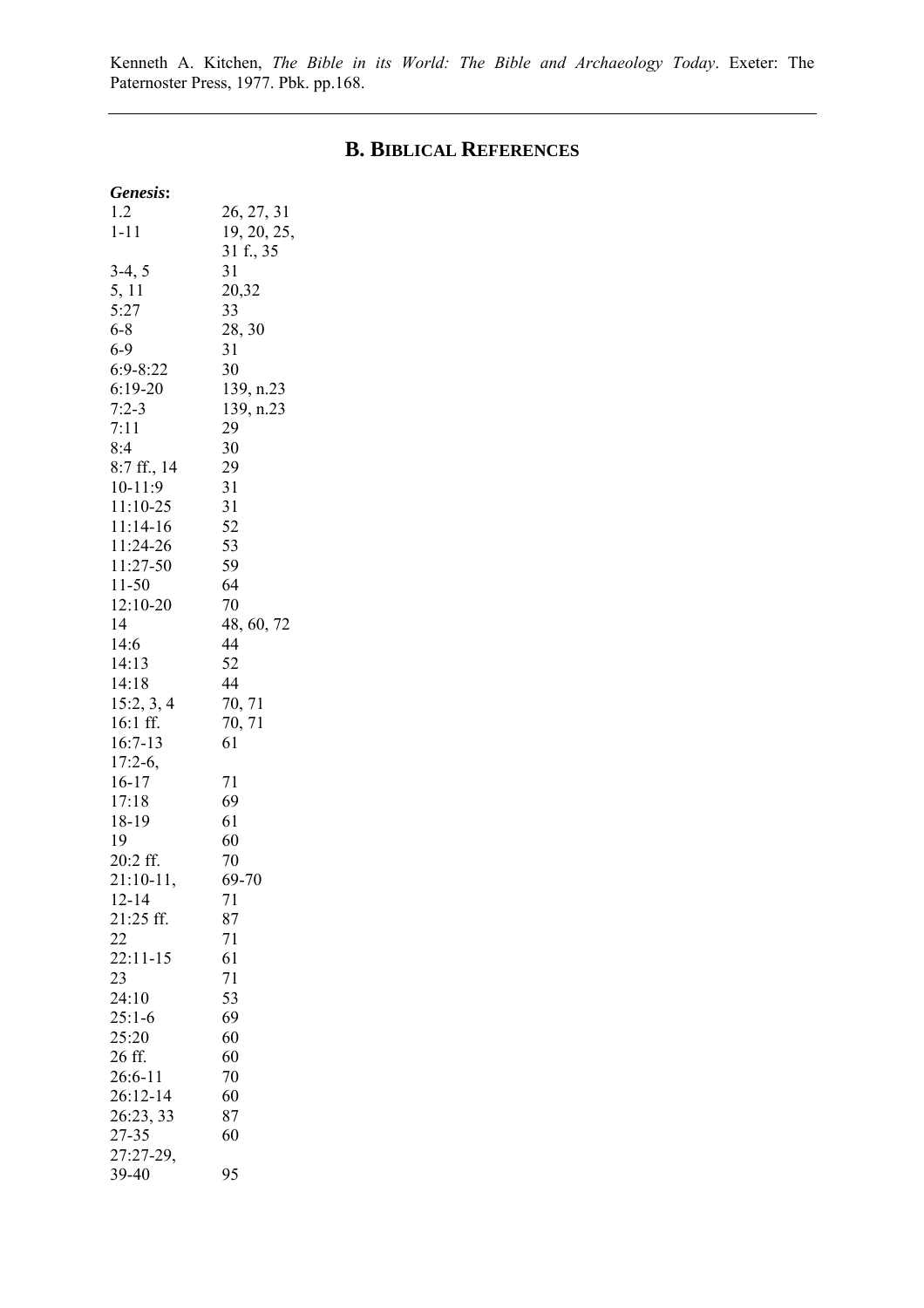Kenneth A. Kitchen, *The Bible in its World: The Bible and Archaeology Today*. Exeter: The Paternoster Press, 1977. Pbk. pp.168.

---

## B. Biblical References

***Genesis*:**

| | |
|---|---|
| 1.2 | 26, 27, 31 |
| 1-11 | 19, 20, 25, 31 f., 35 |
| 3-4, 5 | 31 |
| 5, 11 | 20,32 |
| 5:27 | 33 |
| 6-8 | 28, 30 |
| 6-9 | 31 |
| 6:9-8:22 | 30 |
| 6:19-20 | 139, n.23 |
| 7:2-3 | 139, n.23 |
| 7:11 | 29 |
| 8:4 | 30 |
| 8:7 ff., 14 | 29 |
| 10-11:9 | 31 |
| 11:10-25 | 31 |
| 11:14-16 | 52 |
| 11:24-26 | 53 |
| 11:27-50 | 59 |
| 11-50 | 64 |
| 12:10-20 | 70 |
| 14 | 48, 60, 72 |
| 14:6 | 44 |
| 14:13 | 52 |
| 14:18 | 44 |
| 15:2, 3, 4 | 70, 71 |
| 16:1 ff. | 70, 71 |
| 16:7-13 | 61 |
| 17:2-6, 16-17 | 71 |
| 17:18 | 69 |
| 18-19 | 61 |
| 19 | 60 |
| 20:2 ff. | 70 |
| 21:10-11, | 69-70 |
| 12-14 | 71 |
| 21:25 ff. | 87 |
| 22 | 71 |
| 22:11-15 | 61 |
| 23 | 71 |
| 24:10 | 53 |
| 25:1-6 | 69 |
| 25:20 | 60 |
| 26 ff. | 60 |
| 26:6-11 | 70 |
| 26:12-14 | 60 |
| 26:23, 33 | 87 |
| 27-35 | 60 |
| 27:27-29, 39-40 | 95 |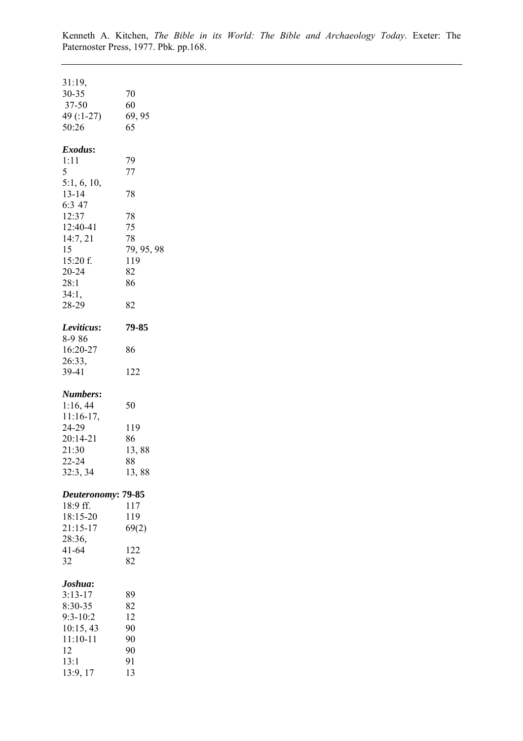31:19,
30-35 70
37-50 60
49 (:1-27) 69, 95
50:26 65

***Exodus*:**
1:11 79
5 77
5:1, 6, 10,
13-14 78
6:3 47
12:37 78
12:40-41 75
14:7, 21 78
15 79, 95, 98
15:20 f. 119
20-24 82
28:1 86
34:1,
28-29 82

***Leviticus*: 79-85**
8-9 86
16:20-27 86
26:33,
39-41 122

***Numbers*:**
1:16, 44 50
11:16-17,
24-29 119
20:14-21 86
21:30 13, 88
22-24 88
32:3, 34 13, 88

***Deuteronomy*: 79-85**
18:9 ff. 117
18:15-20 119
21:15-17 69(2)
28:36,
41-64 122
32 82

***Joshua*:**
3:13-17 89
8:30-35 82
9:3-10:2 12
10:15, 43 90
11:10-11 90
12 90
13:1 91
13:9, 17 13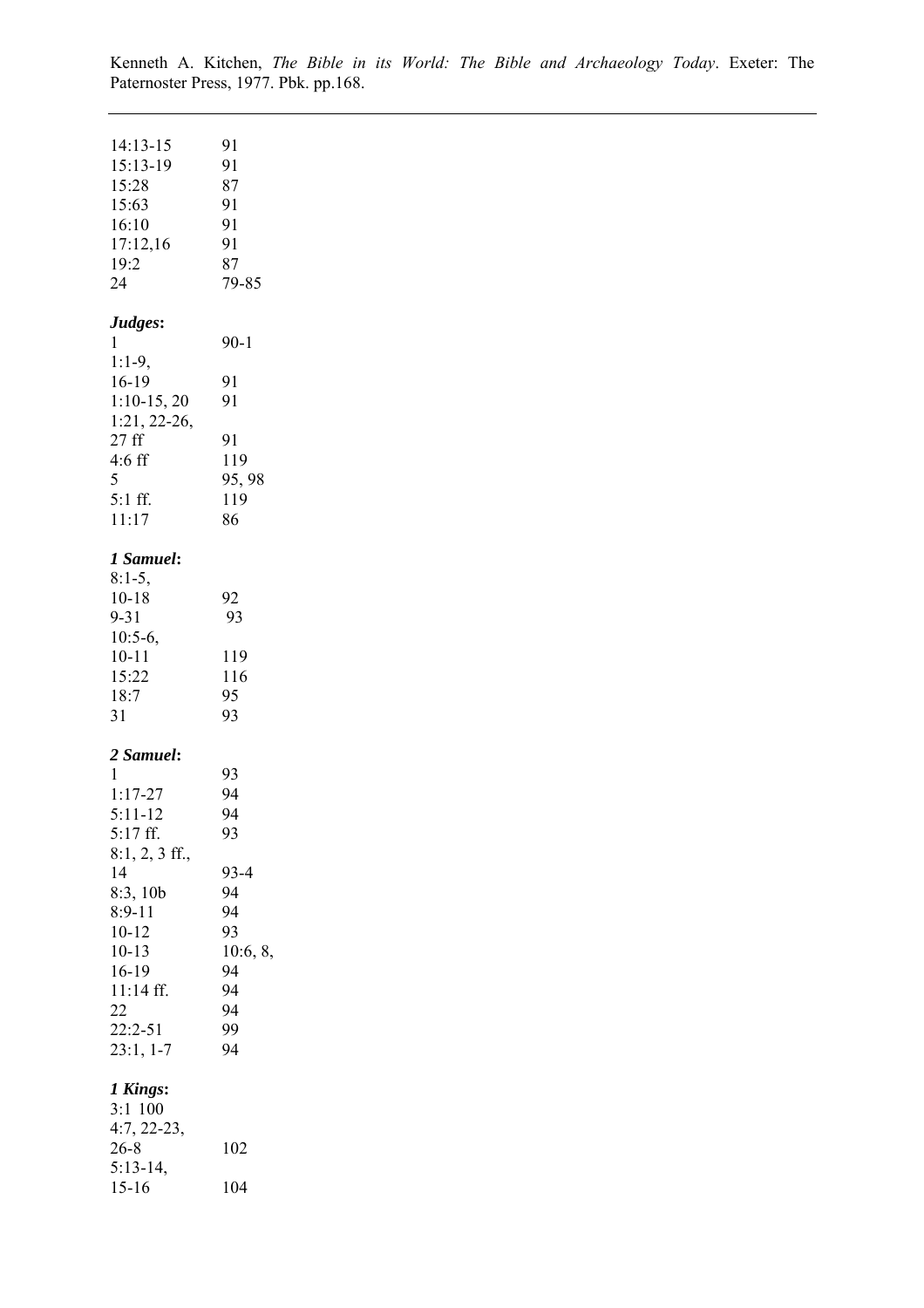Kenneth A. Kitchen, *The Bible in its World: The Bible and Archaeology Today*. Exeter: The Paternoster Press, 1977. Pbk. pp.168.

---

| | |
|---|---|
| 14:13-15 | 91 |
| 15:13-19 | 91 |
| 15:28 | 87 |
| 15:63 | 91 |
| 16:10 | 91 |
| 17:12,16 | 91 |
| 19:2 | 87 |
| 24 | 79-85 |

***Judges*:**

| | |
|---|---|
| 1 | 90-1 |
| 1:1-9, 16-19 | 91 |
| 1:10-15, 20 | 91 |
| 1:21, 22-26, 27 ff | 91 |
| 4:6 ff | 119 |
| 5 | 95, 98 |
| 5:1 ff. | 119 |
| 11:17 | 86 |

***1 Samuel*:**

| | |
|---|---|
| 8:1-5, 10-18 | 92 |
| 9-31 | 93 |
| 10:5-6, 10-11 | 119 |
| 15:22 | 116 |
| 18:7 | 95 |
| 31 | 93 |

***2 Samuel*:**

| | |
|---|---|
| 1 | 93 |
| 1:17-27 | 94 |
| 5:11-12 | 94 |
| 5:17 ff. | 93 |
| 8:1, 2, 3 ff., 14 | 93-4 |
| 8:3, 10b | 94 |
| 8:9-11 | 94 |
| 10-12 | 93 |
| 10-13 | 10:6, 8, |
| 16-19 | 94 |
| 11:14 ff. | 94 |
| 22 | 94 |
| 22:2-51 | 99 |
| 23:1, 1-7 | 94 |

***1 Kings*:**

| | |
|---|---|
| 3:1 | 100 |
| 4:7, 22-23, 26-8 | 102 |
| 5:13-14, 15-16 | 104 |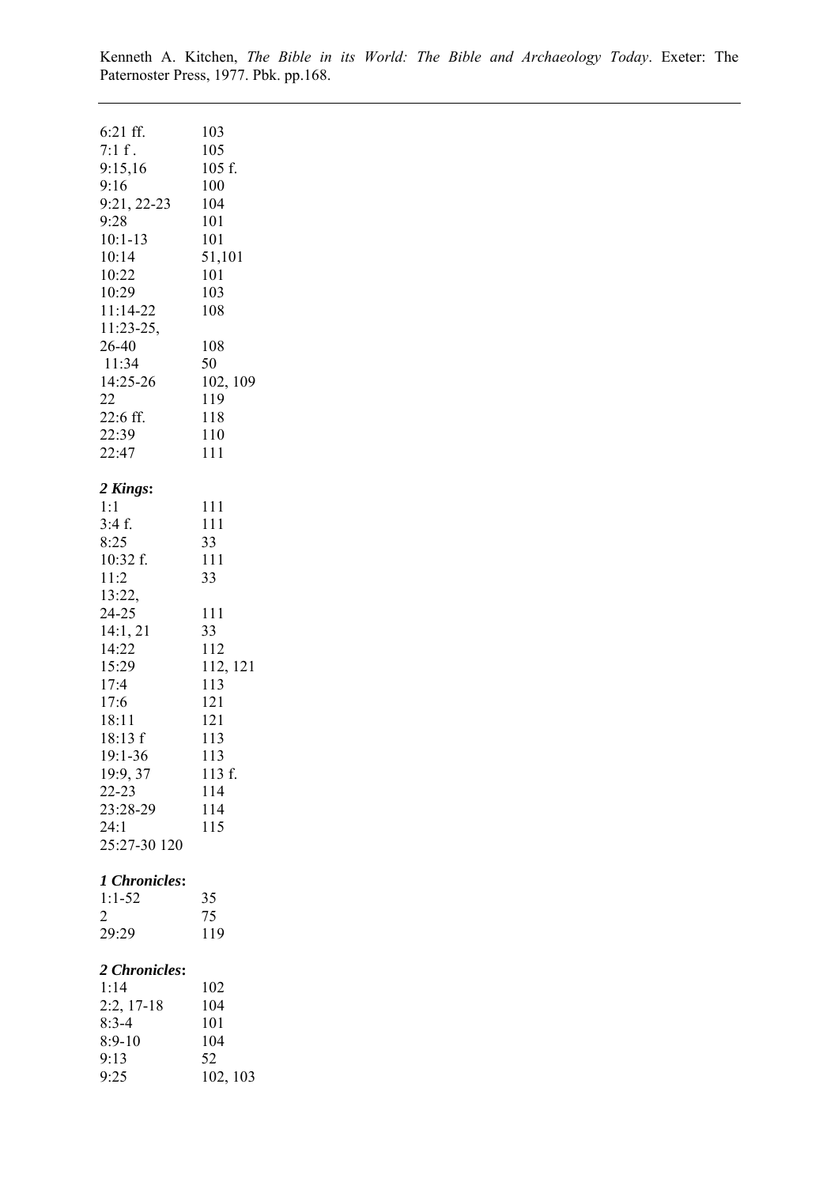| | |
|---|---|
| 6:21 ff. | 103 |
| 7:1 f . | 105 |
| 9:15,16 | 105 f. |
| 9:16 | 100 |
| 9:21, 22-23 | 104 |
| 9:28 | 101 |
| 10:1-13 | 101 |
| 10:14 | 51,101 |
| 10:22 | 101 |
| 10:29 | 103 |
| 11:14-22 | 108 |
| 11:23-25, 26-40 | 108 |
| 11:34 | 50 |
| 14:25-26 | 102, 109 |
| 22 | 119 |
| 22:6 ff. | 118 |
| 22:39 | 110 |
| 22:47 | 111 |

***2 Kings*:**

| | |
|---|---|
| 1:1 | 111 |
| 3:4 f. | 111 |
| 8:25 | 33 |
| 10:32 f. | 111 |
| 11:2 | 33 |
| 13:22, 24-25 | 111 |
| 14:1, 21 | 33 |
| 14:22 | 112 |
| 15:29 | 112, 121 |
| 17:4 | 113 |
| 17:6 | 121 |
| 18:11 | 121 |
| 18:13 f | 113 |
| 19:1-36 | 113 |
| 19:9, 37 | 113 f. |
| 22-23 | 114 |
| 23:28-29 | 114 |
| 24:1 | 115 |
| 25:27-30 | 120 |

***1 Chronicles*:**

| | |
|---|---|
| 1:1-52 | 35 |
| 2 | 75 |
| 29:29 | 119 |

***2 Chronicles*:**

| | |
|---|---|
| 1:14 | 102 |
| 2:2, 17-18 | 104 |
| 8:3-4 | 101 |
| 8:9-10 | 104 |
| 9:13 | 52 |
| 9:25 | 102, 103 |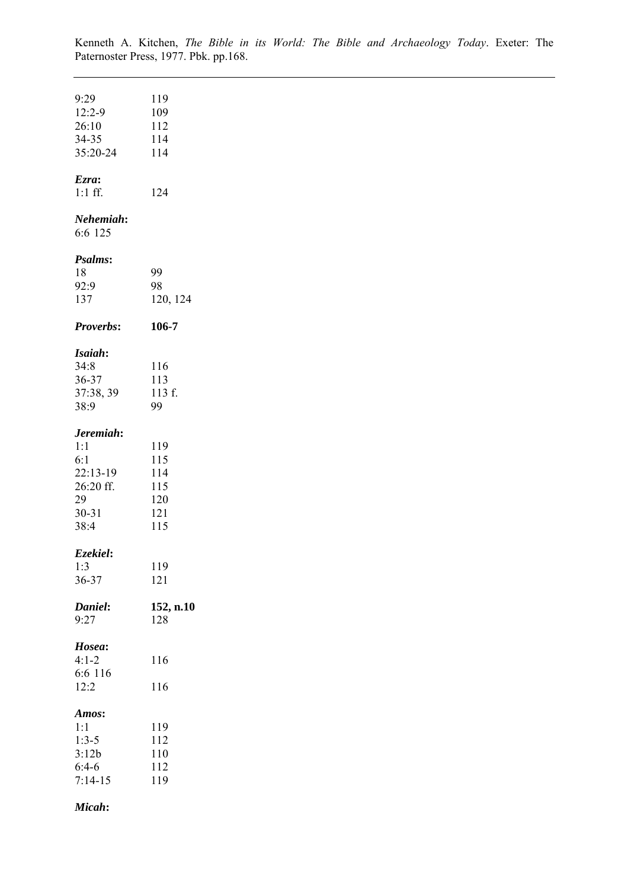| | |
|---|---|
| 9:29 | 119 |
| 12:2-9 | 109 |
| 26:10 | 112 |
| 34-35 | 114 |
| 35:20-24 | 114 |

***Ezra*:**

| | |
|---|---|
| 1:1 ff. | 124 |

***Nehemiah*:**

6:6 125

***Psalms*:**

| | |
|---|---|
| 18 | 99 |
| 92:9 | 98 |
| 137 | 120, 124 |

***Proverbs*:** **106-7**

***Isaiah*:**

| | |
|---|---|
| 34:8 | 116 |
| 36-37 | 113 |
| 37:38, 39 | 113 f. |
| 38:9 | 99 |

***Jeremiah*:**

| | |
|---|---|
| 1:1 | 119 |
| 6:1 | 115 |
| 22:13-19 | 114 |
| 26:20 ff. | 115 |
| 29 | 120 |
| 30-31 | 121 |
| 38:4 | 115 |

***Ezekiel*:**

| | |
|---|---|
| 1:3 | 119 |
| 36-37 | 121 |

***Daniel*:** **152, n.10**

| | |
|---|---|
| 9:27 | 128 |

***Hosea*:**

| | |
|---|---|
| 4:1-2 | 116 |
| 6:6 116 | |
| 12:2 | 116 |

***Amos*:**

| | |
|---|---|
| 1:1 | 119 |
| 1:3-5 | 112 |
| 3:12b | 110 |
| 6:4-6 | 112 |
| 7:14-15 | 119 |

***Micah*:**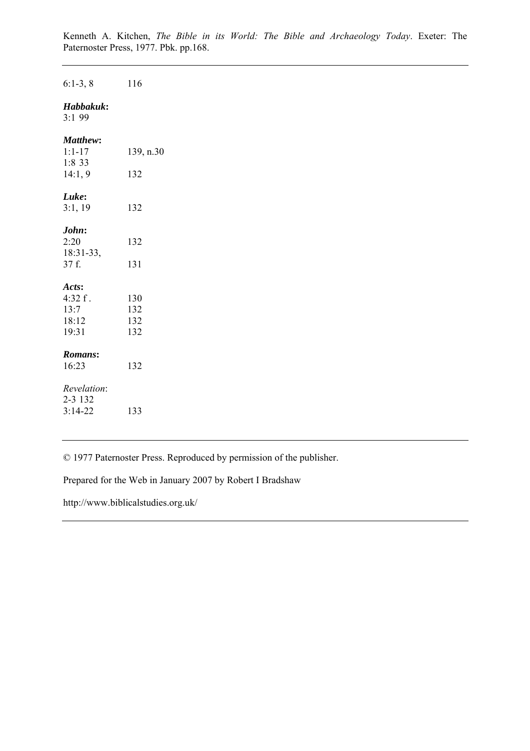6:1-3, 8 116

***Habbakuk*:**
3:1 99

***Matthew*:**
1:1-17 139, n.30
1:8 33
14:1, 9 132

***Luke*:**
3:1, 19 132

***John*:**
2:20 132
18:31-33,
37 f. 131

***Acts*:**
4:32 f . 130
13:7 132
18:12 132
19:31 132

***Romans*:**
16:23 132

*Revelation*:
2-3 132
3:14-22 133

---

© 1977 Paternoster Press. Reproduced by permission of the publisher.

Prepared for the Web in January 2007 by Robert I Bradshaw

http://www.biblicalstudies.org.uk/